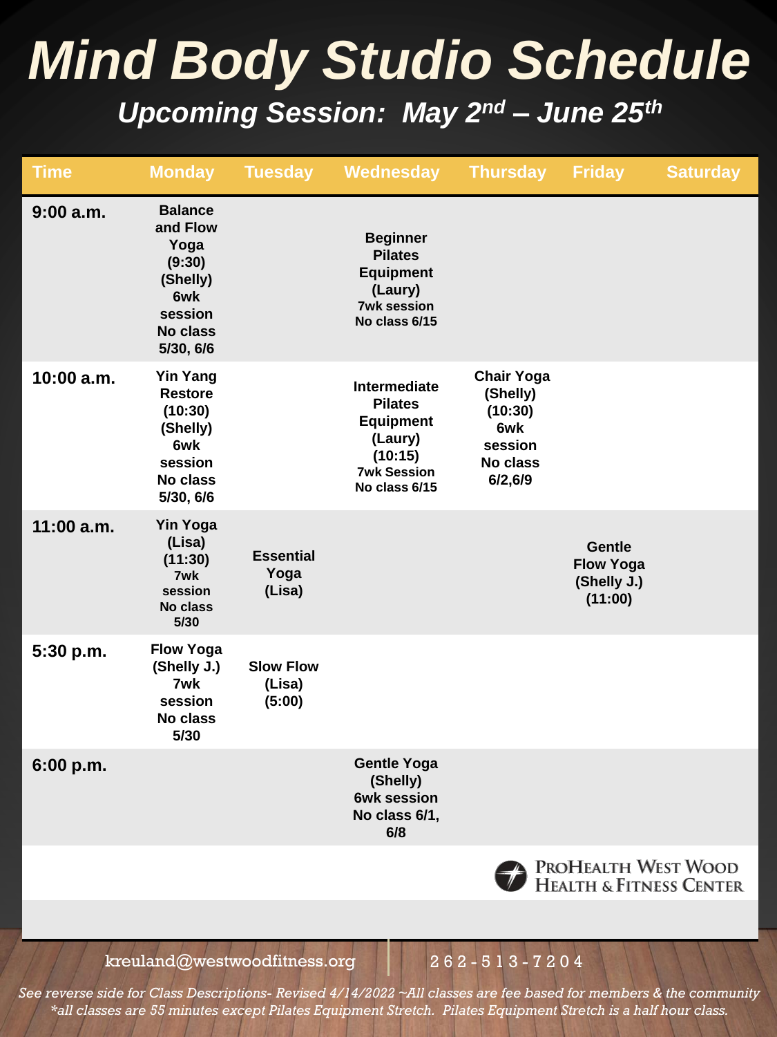# Mind Body Studio Schedule

## Upcoming Session: May 2nd – June 25th

| Time | Monday | Tuesday | Wednesday | Thursday | Friday | Saturday |
|---|---|---|---|---|---|---|
| 9:00 a.m. | **Balance and Flow Yoga (9:30) (Shelly) 6wk session No class 5/30, 6/6** | | **Beginner Pilates Equipment (Laury)** 7wk session No class 6/15 | | | |
| 10:00 a.m. | **Yin Yang Restore (10:30) (Shelly) 6wk session No class 5/30, 6/6** | | **Intermediate Pilates Equipment (Laury) (10:15)** 7wk Session No class 6/15 | **Chair Yoga (Shelly) (10:30) 6wk session No class 6/2,6/9** | | |
| 11:00 a.m. | **Yin Yoga (Lisa) (11:30)** 7wk session No class 5/30 | **Essential Yoga (Lisa)** | | | **Gentle Flow Yoga (Shelly J.) (11:00)** | |
| 5:30 p.m. | **Flow Yoga (Shelly J.) 7wk session No class 5/30** | **Slow Flow (Lisa) (5:00)** | | | | |
| 6:00 p.m. | | | **Gentle Yoga (Shelly) 6wk session No class 6/1, 6/8** | | | |

ProHealth West Wood Health & Fitness Center

kreuland@westwoodfitness.org | 262-513-7204

*See reverse side for Class Descriptions- Revised 4/14/2022 ~All classes are fee based for members & the community*
*\*all classes are 55 minutes except Pilates Equipment Stretch. Pilates Equipment Stretch is a half hour class.*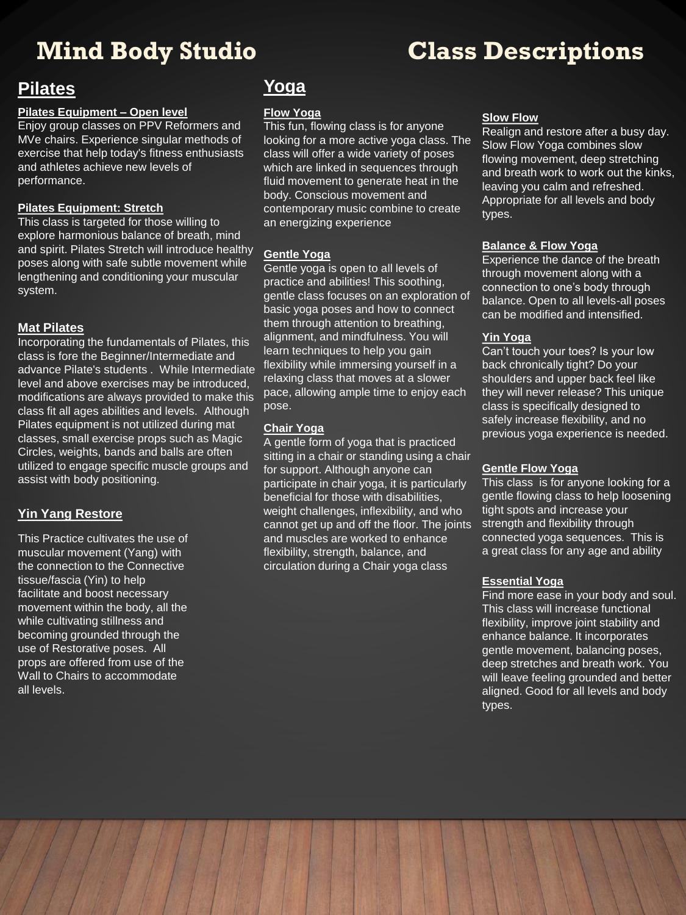# Mind Body Studio Class Descriptions

## Pilates

### Pilates Equipment – Open level

Enjoy group classes on PPV Reformers and MVe chairs. Experience singular methods of exercise that help today's fitness enthusiasts and athletes achieve new levels of performance.

### Pilates Equipment: Stretch

This class is targeted for those willing to explore harmonious balance of breath, mind and spirit. Pilates Stretch will introduce healthy poses along with safe subtle movement while lengthening and conditioning your muscular system.

### Mat Pilates

Incorporating the fundamentals of Pilates, this class is fore the Beginner/Intermediate and advance Pilate's students . While Intermediate level and above exercises may be introduced, modifications are always provided to make this class fit all ages abilities and levels. Although Pilates equipment is not utilized during mat classes, small exercise props such as Magic Circles, weights, bands and balls are often utilized to engage specific muscle groups and assist with body positioning.

### Yin Yang Restore

This Practice cultivates the use of muscular movement (Yang) with the connection to the Connective tissue/fascia (Yin) to help facilitate and boost necessary movement within the body, all the while cultivating stillness and becoming grounded through the use of Restorative poses. All props are offered from use of the Wall to Chairs to accommodate all levels.

## Yoga

### Flow Yoga

This fun, flowing class is for anyone looking for a more active yoga class. The class will offer a wide variety of poses which are linked in sequences through fluid movement to generate heat in the body. Conscious movement and contemporary music combine to create an energizing experience

### Gentle Yoga

Gentle yoga is open to all levels of practice and abilities! This soothing, gentle class focuses on an exploration of basic yoga poses and how to connect them through attention to breathing, alignment, and mindfulness. You will learn techniques to help you gain flexibility while immersing yourself in a relaxing class that moves at a slower pace, allowing ample time to enjoy each pose.

### Chair Yoga

A gentle form of yoga that is practiced sitting in a chair or standing using a chair for support. Although anyone can participate in chair yoga, it is particularly beneficial for those with disabilities, weight challenges, inflexibility, and who cannot get up and off the floor. The joints and muscles are worked to enhance flexibility, strength, balance, and circulation during a Chair yoga class

### Slow Flow

Realign and restore after a busy day. Slow Flow Yoga combines slow flowing movement, deep stretching and breath work to work out the kinks, leaving you calm and refreshed. Appropriate for all levels and body types.

### Balance & Flow Yoga

Experience the dance of the breath through movement along with a connection to one's body through balance. Open to all levels-all poses can be modified and intensified.

### Yin Yoga

Can't touch your toes? Is your low back chronically tight? Do your shoulders and upper back feel like they will never release? This unique class is specifically designed to safely increase flexibility, and no previous yoga experience is needed.

### Gentle Flow Yoga

This class is for anyone looking for a gentle flowing class to help loosening tight spots and increase your strength and flexibility through connected yoga sequences. This is a great class for any age and ability

### Essential Yoga

Find more ease in your body and soul. This class will increase functional flexibility, improve joint stability and enhance balance. It incorporates gentle movement, balancing poses, deep stretches and breath work. You will leave feeling grounded and better aligned. Good for all levels and body types.